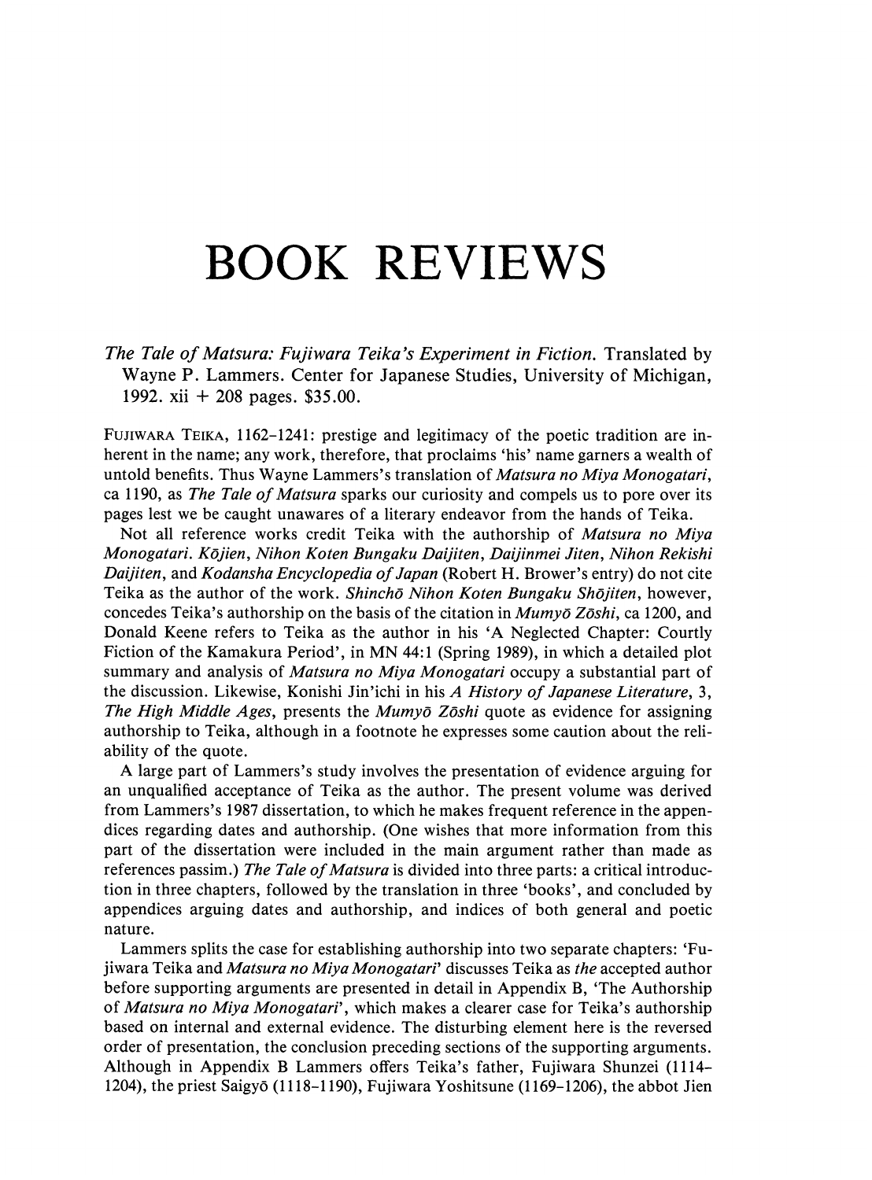# BOOK REVIEWS

*The Tale of Matsura: Fujiwara Teika's Experiment in Fiction.* Translated by Wayne P. Lammers. Center for Japanese Studies, University of Michigan, 1992. xii + 208 pages. $35.00.

FUJIWARA TEIKA, 1162–1241: prestige and legitimacy of the poetic tradition are inherent in the name; any work, therefore, that proclaims 'his' name garners a wealth of untold benefits. Thus Wayne Lammers's translation of *Matsura no Miya Monogatari*, ca 1190, as *The Tale of Matsura* sparks our curiosity and compels us to pore over its pages lest we be caught unawares of a literary endeavor from the hands of Teika.

Not all reference works credit Teika with the authorship of *Matsura no Miya Monogatari*. *Kōjien*, *Nihon Koten Bungaku Daijiten*, *Daijinmei Jiten*, *Nihon Rekishi Daijiten*, and *Kodansha Encyclopedia of Japan* (Robert H. Brower's entry) do not cite Teika as the author of the work. *Shinchō Nihon Koten Bungaku Shōjiten*, however, concedes Teika's authorship on the basis of the citation in *Mumyō Zōshi*, ca 1200, and Donald Keene refers to Teika as the author in his 'A Neglected Chapter: Courtly Fiction of the Kamakura Period', in MN 44:1 (Spring 1989), in which a detailed plot summary and analysis of *Matsura no Miya Monogatari* occupy a substantial part of the discussion. Likewise, Konishi Jin'ichi in his *A History of Japanese Literature*, 3, *The High Middle Ages*, presents the *Mumyō Zōshi* quote as evidence for assigning authorship to Teika, although in a footnote he expresses some caution about the reliability of the quote.

A large part of Lammers's study involves the presentation of evidence arguing for an unqualified acceptance of Teika as the author. The present volume was derived from Lammers's 1987 dissertation, to which he makes frequent reference in the appendices regarding dates and authorship. (One wishes that more information from this part of the dissertation were included in the main argument rather than made as references passim.) *The Tale of Matsura* is divided into three parts: a critical introduction in three chapters, followed by the translation in three 'books', and concluded by appendices arguing dates and authorship, and indices of both general and poetic nature.

Lammers splits the case for establishing authorship into two separate chapters: 'Fujiwara Teika and *Matsura no Miya Monogatari*' discusses Teika as *the* accepted author before supporting arguments are presented in detail in Appendix B, 'The Authorship of *Matsura no Miya Monogatari*', which makes a clearer case for Teika's authorship based on internal and external evidence. The disturbing element here is the reversed order of presentation, the conclusion preceding sections of the supporting arguments. Although in Appendix B Lammers offers Teika's father, Fujiwara Shunzei (1114–1204), the priest Saigyō (1118–1190), Fujiwara Yoshitsune (1169–1206), the abbot Jien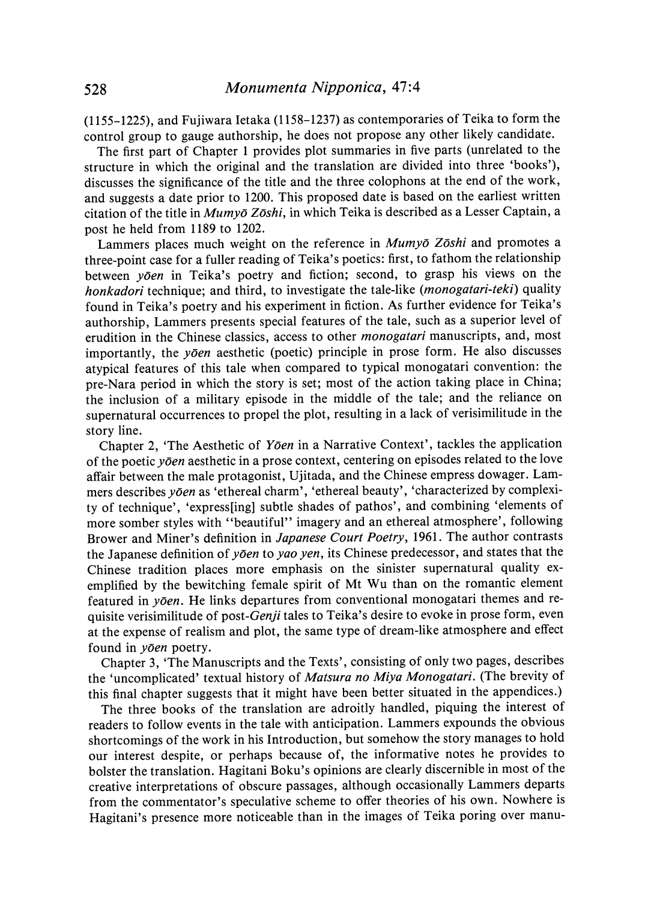(1155–1225), and Fujiwara Ietaka (1158–1237) as contemporaries of Teika to form the control group to gauge authorship, he does not propose any other likely candidate.

The first part of Chapter 1 provides plot summaries in five parts (unrelated to the structure in which the original and the translation are divided into three 'books'), discusses the significance of the title and the three colophons at the end of the work, and suggests a date prior to 1200. This proposed date is based on the earliest written citation of the title in *Mumyō Zōshi*, in which Teika is described as a Lesser Captain, a post he held from 1189 to 1202.

Lammers places much weight on the reference in *Mumyō Zōshi* and promotes a three-point case for a fuller reading of Teika's poetics: first, to fathom the relationship between *yōen* in Teika's poetry and fiction; second, to grasp his views on the *honkadori* technique; and third, to investigate the tale-like (*monogatari-teki*) quality found in Teika's poetry and his experiment in fiction. As further evidence for Teika's authorship, Lammers presents special features of the tale, such as a superior level of erudition in the Chinese classics, access to other *monogatari* manuscripts, and, most importantly, the *yōen* aesthetic (poetic) principle in prose form. He also discusses atypical features of this tale when compared to typical monogatari convention: the pre-Nara period in which the story is set; most of the action taking place in China; the inclusion of a military episode in the middle of the tale; and the reliance on supernatural occurrences to propel the plot, resulting in a lack of verisimilitude in the story line.

Chapter 2, 'The Aesthetic of *Yōen* in a Narrative Context', tackles the application of the poetic *yōen* aesthetic in a prose context, centering on episodes related to the love affair between the male protagonist, Ujitada, and the Chinese empress dowager. Lammers describes *yōen* as 'ethereal charm', 'ethereal beauty', 'characterized by complexity of technique', 'express[ing] subtle shades of pathos', and combining 'elements of more somber styles with "beautiful" imagery and an ethereal atmosphere', following Brower and Miner's definition in *Japanese Court Poetry*, 1961. The author contrasts the Japanese definition of *yōen* to *yao yen*, its Chinese predecessor, and states that the Chinese tradition places more emphasis on the sinister supernatural quality exemplified by the bewitching female spirit of Mt Wu than on the romantic element featured in *yōen*. He links departures from conventional monogatari themes and requisite verisimilitude of post-*Genji* tales to Teika's desire to evoke in prose form, even at the expense of realism and plot, the same type of dream-like atmosphere and effect found in *yōen* poetry.

Chapter 3, 'The Manuscripts and the Texts', consisting of only two pages, describes the 'uncomplicated' textual history of *Matsura no Miya Monogatari*. (The brevity of this final chapter suggests that it might have been better situated in the appendices.)

The three books of the translation are adroitly handled, piquing the interest of readers to follow events in the tale with anticipation. Lammers expounds the obvious shortcomings of the work in his Introduction, but somehow the story manages to hold our interest despite, or perhaps because of, the informative notes he provides to bolster the translation. Hagitani Boku's opinions are clearly discernible in most of the creative interpretations of obscure passages, although occasionally Lammers departs from the commentator's speculative scheme to offer theories of his own. Nowhere is Hagitani's presence more noticeable than in the images of Teika poring over manu-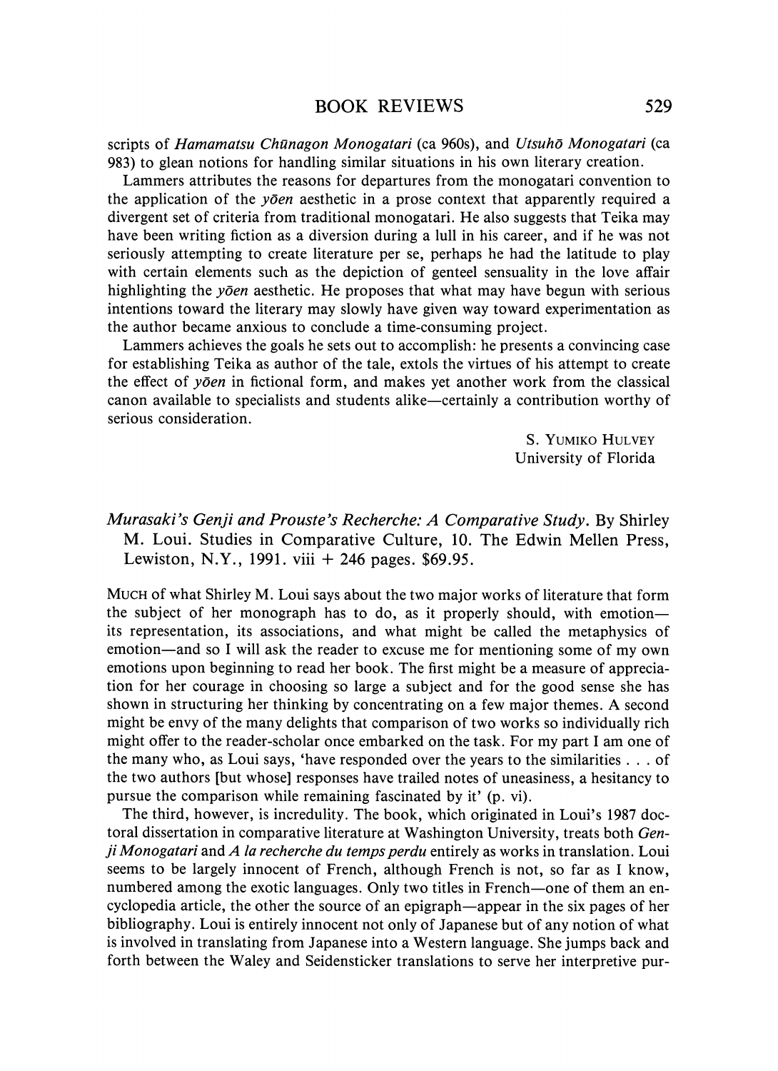scripts of *Hamamatsu Chūnagon Monogatari* (ca 960s), and *Utsuhō Monogatari* (ca 983) to glean notions for handling similar situations in his own literary creation.

Lammers attributes the reasons for departures from the monogatari convention to the application of the *yōen* aesthetic in a prose context that apparently required a divergent set of criteria from traditional monogatari. He also suggests that Teika may have been writing fiction as a diversion during a lull in his career, and if he was not seriously attempting to create literature per se, perhaps he had the latitude to play with certain elements such as the depiction of genteel sensuality in the love affair highlighting the *yōen* aesthetic. He proposes that what may have begun with serious intentions toward the literary may slowly have given way toward experimentation as the author became anxious to conclude a time-consuming project.

Lammers achieves the goals he sets out to accomplish: he presents a convincing case for establishing Teika as author of the tale, extols the virtues of his attempt to create the effect of *yōen* in fictional form, and makes yet another work from the classical canon available to specialists and students alike—certainly a contribution worthy of serious consideration.

S. YUMIKO HULVEY
University of Florida

*Murasaki's Genji and Prouste's Recherche: A Comparative Study*. By Shirley M. Loui. Studies in Comparative Culture, 10. The Edwin Mellen Press, Lewiston, N.Y., 1991. viii + 246 pages. $69.95.

MUCH of what Shirley M. Loui says about the two major works of literature that form the subject of her monograph has to do, as it properly should, with emotion—its representation, its associations, and what might be called the metaphysics of emotion—and so I will ask the reader to excuse me for mentioning some of my own emotions upon beginning to read her book. The first might be a measure of appreciation for her courage in choosing so large a subject and for the good sense she has shown in structuring her thinking by concentrating on a few major themes. A second might be envy of the many delights that comparison of two works so individually rich might offer to the reader-scholar once embarked on the task. For my part I am one of the many who, as Loui says, 'have responded over the years to the similarities . . . of the two authors [but whose] responses have trailed notes of uneasiness, a hesitancy to pursue the comparison while remaining fascinated by it' (p. vi).

The third, however, is incredulity. The book, which originated in Loui's 1987 doctoral dissertation in comparative literature at Washington University, treats both *Genji Monogatari* and *A la recherche du temps perdu* entirely as works in translation. Loui seems to be largely innocent of French, although French is not, so far as I know, numbered among the exotic languages. Only two titles in French—one of them an encyclopedia article, the other the source of an epigraph—appear in the six pages of her bibliography. Loui is entirely innocent not only of Japanese but of any notion of what is involved in translating from Japanese into a Western language. She jumps back and forth between the Waley and Seidensticker translations to serve her interpretive pur-